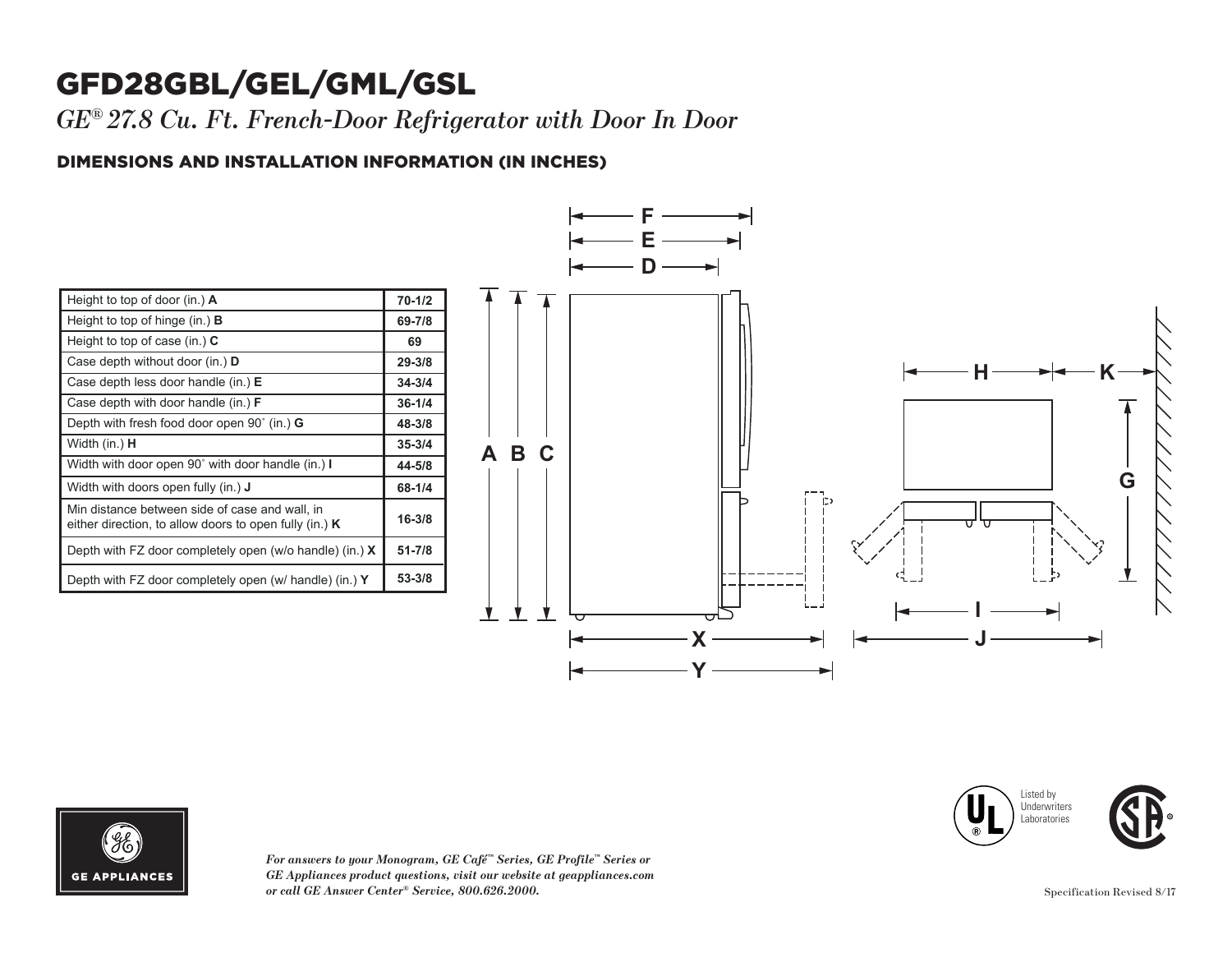# GFD28GBL/GEL/GML/GSL

*GE® 27.8 Cu. Ft. French-Door Refrigerator with Door In Door*

## DIMENSIONS AND INSTALLATION INFORMATION (IN INCHES)

| Dimension | Value |
|---|---|
| Height to top of door (in.) **A** | 70-1/2 |
| Height to top of hinge (in.) **B** | 69-7/8 |
| Height to top of case (in.) **C** | 69 |
| Case depth without door (in.) **D** | 29-3/8 |
| Case depth less door handle (in.) **E** | 34-3/4 |
| Case depth with door handle (in.) **F** | 36-1/4 |
| Depth with fresh food door open 90˚ (in.) **G** | 48-3/8 |
| Width (in.) **H** | 35-3/4 |
| Width with door open 90˚ with door handle (in.) **I** | 44-5/8 |
| Width with doors open fully (in.) **J** | 68-1/4 |
| Min distance between side of case and wall, in either direction, to allow doors to open fully (in.) **K** | 16-3/8 |
| Depth with FZ door completely open (w/o handle) (in.) **X** | 51-7/8 |
| Depth with FZ door completely open (w/ handle) (in.) **Y** | 53-3/8 |

GE APPLIANCES

*For answers to your Monogram, GE Café™ Series, GE Profile™ Series or GE Appliances product questions, visit our website at geappliances.com or call GE Answer Center® Service, 800.626.2000.*

Listed by Underwriters Laboratories

Specification Revised 8/17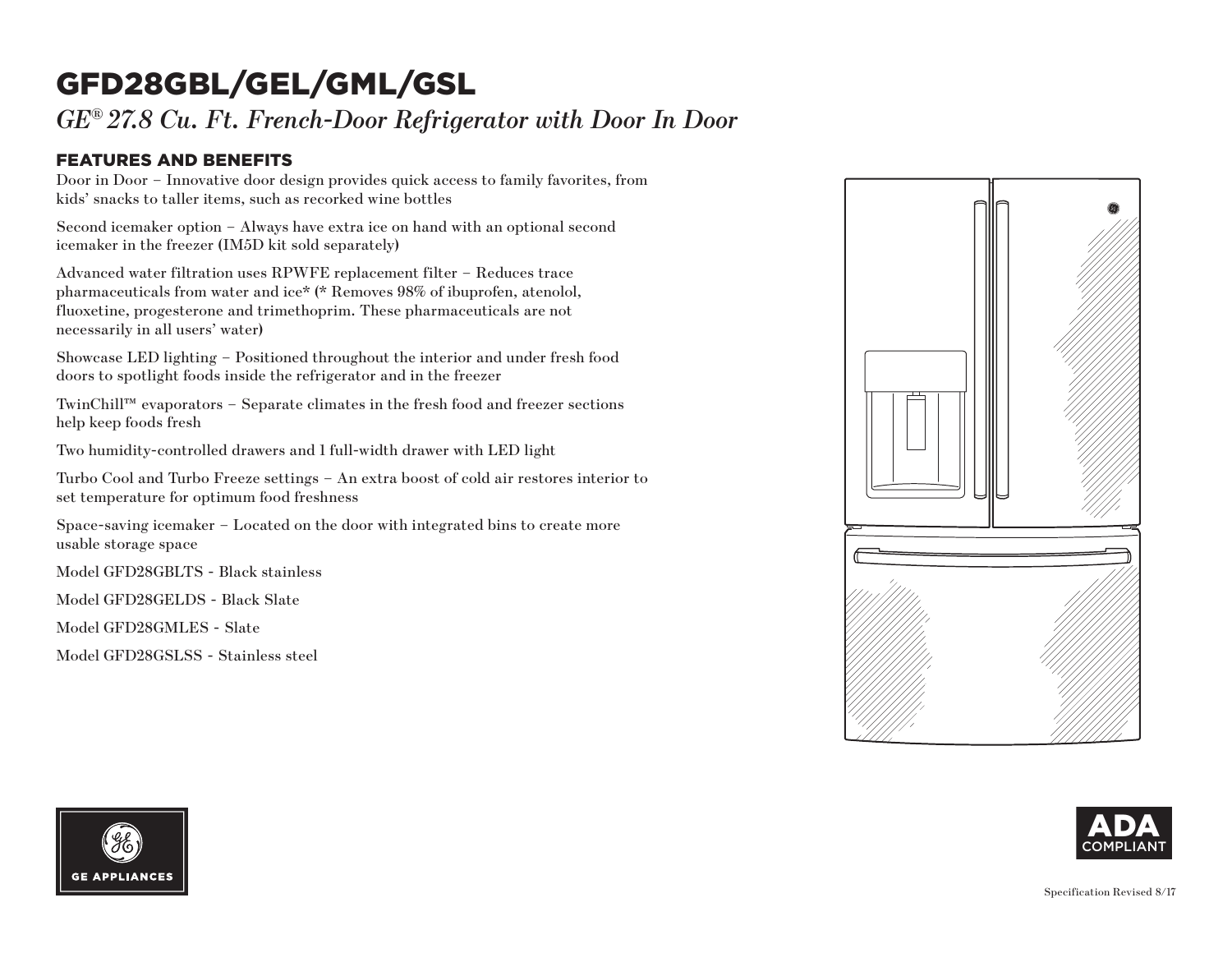# GFD28GBL/GEL/GML/GSL

*GE® 27.8 Cu. Ft. French-Door Refrigerator with Door In Door*

## FEATURES AND BENEFITS

Door in Door – Innovative door design provides quick access to family favorites, from kids' snacks to taller items, such as recorked wine bottles

Second icemaker option – Always have extra ice on hand with an optional second icemaker in the freezer (IM5D kit sold separately)

Advanced water filtration uses RPWFE replacement filter – Reduces trace pharmaceuticals from water and ice* (* Removes 98% of ibuprofen, atenolol, fluoxetine, progesterone and trimethoprim. These pharmaceuticals are not necessarily in all users' water)

Showcase LED lighting – Positioned throughout the interior and under fresh food doors to spotlight foods inside the refrigerator and in the freezer

TwinChill™ evaporators – Separate climates in the fresh food and freezer sections help keep foods fresh

Two humidity-controlled drawers and 1 full-width drawer with LED light

Turbo Cool and Turbo Freeze settings – An extra boost of cold air restores interior to set temperature for optimum food freshness

Space-saving icemaker – Located on the door with integrated bins to create more usable storage space

Model GFD28GBLTS - Black stainless

Model GFD28GELDS - Black Slate

Model GFD28GMLES - Slate

Model GFD28GSLSS - Stainless steel

GE APPLIANCES

ADA COMPLIANT

Specification Revised 8/17